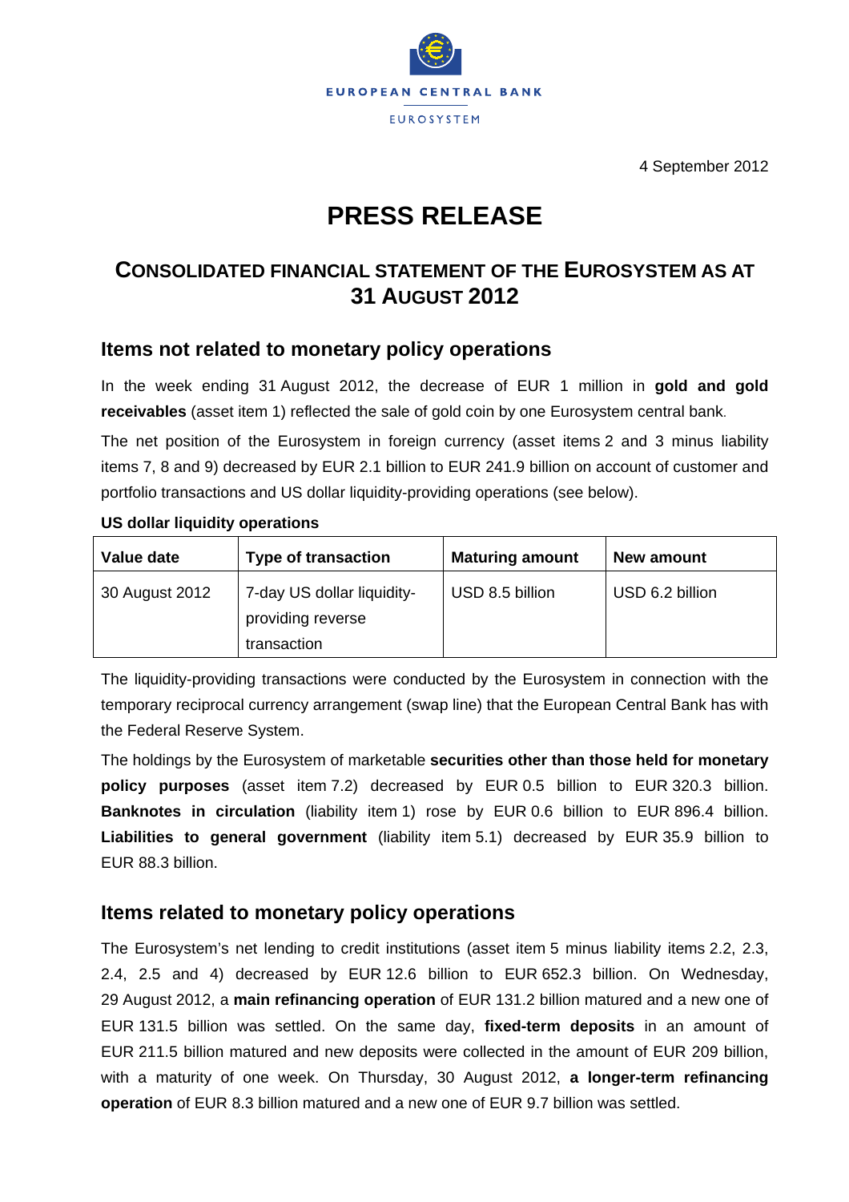EUROPEAN CENTRAL BANK

EUROSYSTEM

4 September 2012

# PRESS RELEASE

## CONSOLIDATED FINANCIAL STATEMENT OF THE EUROSYSTEM AS AT 31 AUGUST 2012

### Items not related to monetary policy operations

In the week ending 31 August 2012, the decrease of EUR 1 million in **gold and gold receivables** (asset item 1) reflected the sale of gold coin by one Eurosystem central bank.

The net position of the Eurosystem in foreign currency (asset items 2 and 3 minus liability items 7, 8 and 9) decreased by EUR 2.1 billion to EUR 241.9 billion on account of customer and portfolio transactions and US dollar liquidity-providing operations (see below).

**US dollar liquidity operations**

| Value date | Type of transaction | Maturing amount | New amount |
|---|---|---|---|
| 30 August 2012 | 7-day US dollar liquidity-providing reverse transaction | USD 8.5 billion | USD 6.2 billion |

The liquidity-providing transactions were conducted by the Eurosystem in connection with the temporary reciprocal currency arrangement (swap line) that the European Central Bank has with the Federal Reserve System.

The holdings by the Eurosystem of marketable **securities other than those held for monetary policy purposes** (asset item 7.2) decreased by EUR 0.5 billion to EUR 320.3 billion. **Banknotes in circulation** (liability item 1) rose by EUR 0.6 billion to EUR 896.4 billion. **Liabilities to general government** (liability item 5.1) decreased by EUR 35.9 billion to EUR 88.3 billion.

### Items related to monetary policy operations

The Eurosystem's net lending to credit institutions (asset item 5 minus liability items 2.2, 2.3, 2.4, 2.5 and 4) decreased by EUR 12.6 billion to EUR 652.3 billion. On Wednesday, 29 August 2012, a **main refinancing operation** of EUR 131.2 billion matured and a new one of EUR 131.5 billion was settled. On the same day, **fixed-term deposits** in an amount of EUR 211.5 billion matured and new deposits were collected in the amount of EUR 209 billion, with a maturity of one week. On Thursday, 30 August 2012, **a longer-term refinancing operation** of EUR 8.3 billion matured and a new one of EUR 9.7 billion was settled.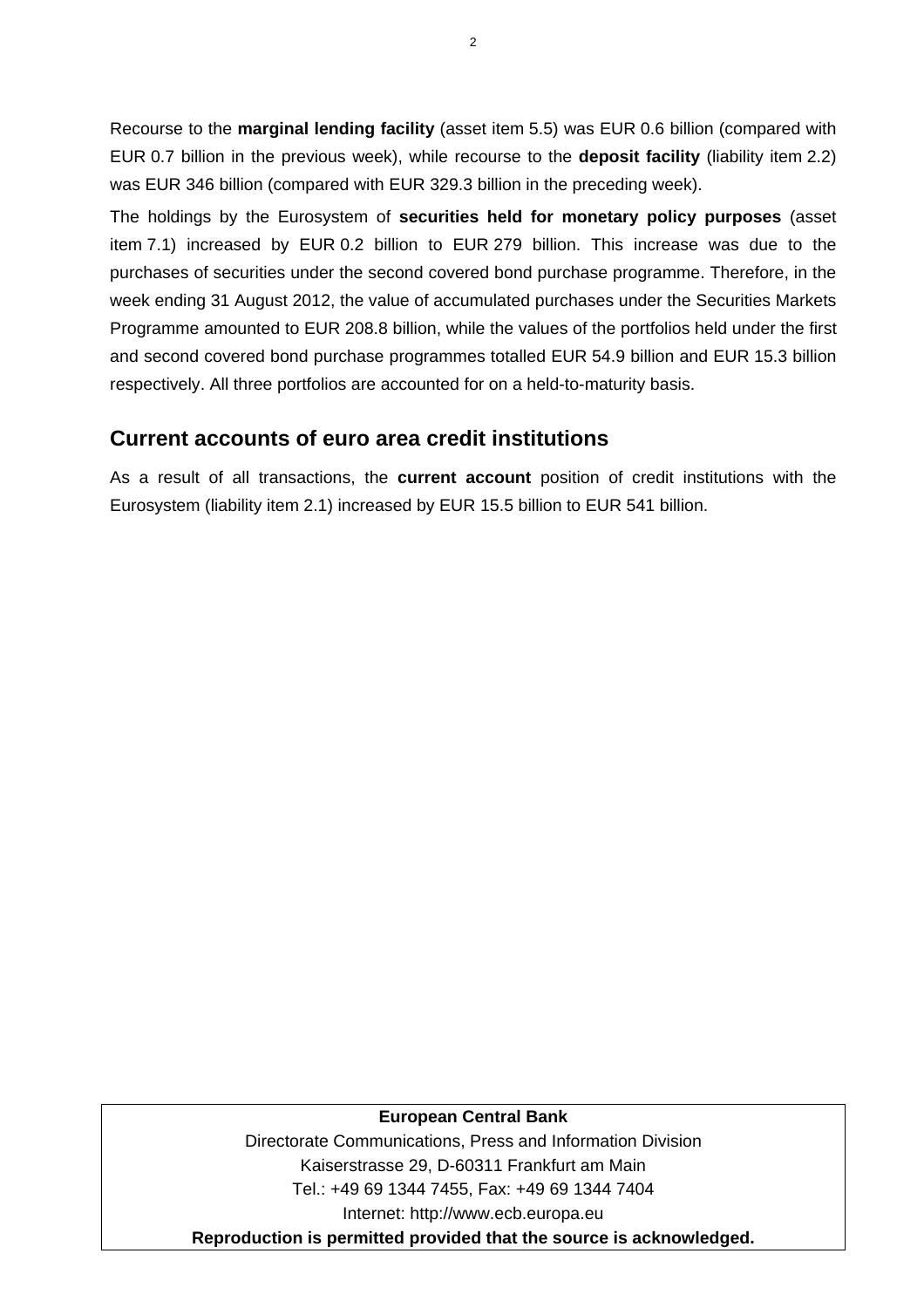Recourse to the **marginal lending facility** (asset item 5.5) was EUR 0.6 billion (compared with EUR 0.7 billion in the previous week), while recourse to the **deposit facility** (liability item 2.2) was EUR 346 billion (compared with EUR 329.3 billion in the preceding week).

The holdings by the Eurosystem of **securities held for monetary policy purposes** (asset item 7.1) increased by EUR 0.2 billion to EUR 279 billion. This increase was due to the purchases of securities under the second covered bond purchase programme. Therefore, in the week ending 31 August 2012, the value of accumulated purchases under the Securities Markets Programme amounted to EUR 208.8 billion, while the values of the portfolios held under the first and second covered bond purchase programmes totalled EUR 54.9 billion and EUR 15.3 billion respectively. All three portfolios are accounted for on a held-to-maturity basis.

## Current accounts of euro area credit institutions

As a result of all transactions, the **current account** position of credit institutions with the Eurosystem (liability item 2.1) increased by EUR 15.5 billion to EUR 541 billion.

**European Central Bank**
Directorate Communications, Press and Information Division
Kaiserstrasse 29, D-60311 Frankfurt am Main
Tel.: +49 69 1344 7455, Fax: +49 69 1344 7404
Internet: http://www.ecb.europa.eu
**Reproduction is permitted provided that the source is acknowledged.**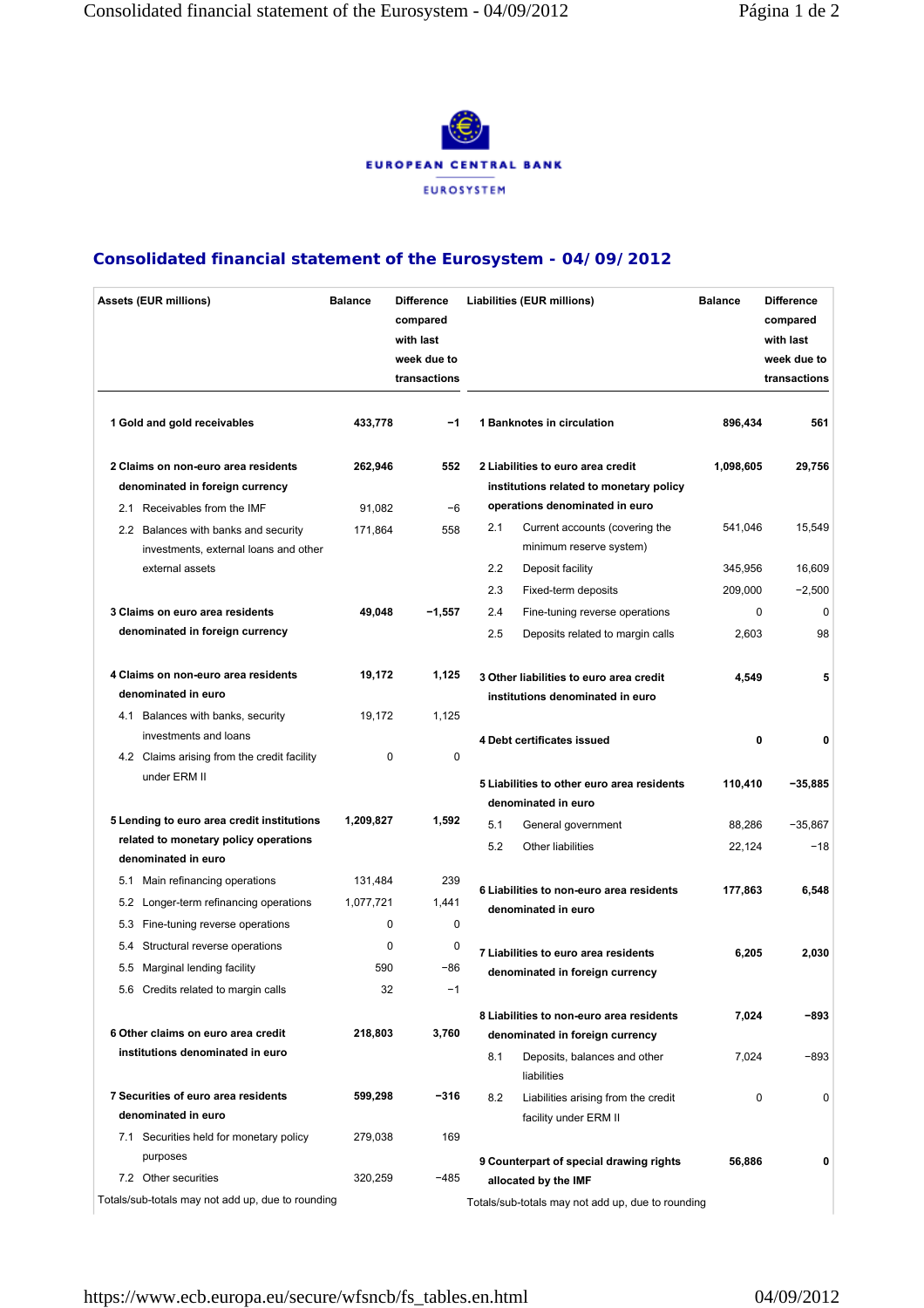EUROPEAN CENTRAL BANK

EUROSYSTEM

# Consolidated financial statement of the Eurosystem - 04/09/2012

| Assets (EUR millions) | Balance | Difference compared with last week due to transactions |
|---|---|---|
| **1 Gold and gold receivables** | **433,778** | **−1** |
| **2 Claims on non-euro area residents denominated in foreign currency** | **262,946** | **552** |
| 2.1 Receivables from the IMF | 91,082 | −6 |
| 2.2 Balances with banks and security investments, external loans and other external assets | 171,864 | 558 |
| **3 Claims on euro area residents denominated in foreign currency** | **49,048** | **−1,557** |
| **4 Claims on non-euro area residents denominated in euro** | **19,172** | **1,125** |
| 4.1 Balances with banks, security investments and loans | 19,172 | 1,125 |
| 4.2 Claims arising from the credit facility under ERM II | 0 | 0 |
| **5 Lending to euro area credit institutions related to monetary policy operations denominated in euro** | **1,209,827** | **1,592** |
| 5.1 Main refinancing operations | 131,484 | 239 |
| 5.2 Longer-term refinancing operations | 1,077,721 | 1,441 |
| 5.3 Fine-tuning reverse operations | 0 | 0 |
| 5.4 Structural reverse operations | 0 | 0 |
| 5.5 Marginal lending facility | 590 | −86 |
| 5.6 Credits related to margin calls | 32 | −1 |
| **6 Other claims on euro area credit institutions denominated in euro** | **218,803** | **3,760** |
| **7 Securities of euro area residents denominated in euro** | **599,298** | **−316** |
| 7.1 Securities held for monetary policy purposes | 279,038 | 169 |
| 7.2 Other securities | 320,259 | −485 |

Totals/sub-totals may not add up, due to rounding

| Liabilities (EUR millions) | Balance | Difference compared with last week due to transactions |
|---|---|---|
| **1 Banknotes in circulation** | **896,434** | **561** |
| **2 Liabilities to euro area credit institutions related to monetary policy operations denominated in euro** | **1,098,605** | **29,756** |
| 2.1 Current accounts (covering the minimum reserve system) | 541,046 | 15,549 |
| 2.2 Deposit facility | 345,956 | 16,609 |
| 2.3 Fixed-term deposits | 209,000 | −2,500 |
| 2.4 Fine-tuning reverse operations | 0 | 0 |
| 2.5 Deposits related to margin calls | 2,603 | 98 |
| **3 Other liabilities to euro area credit institutions denominated in euro** | **4,549** | **5** |
| **4 Debt certificates issued** | **0** | **0** |
| **5 Liabilities to other euro area residents denominated in euro** | **110,410** | **−35,885** |
| 5.1 General government | 88,286 | −35,867 |
| 5.2 Other liabilities | 22,124 | −18 |
| **6 Liabilities to non-euro area residents denominated in euro** | **177,863** | **6,548** |
| **7 Liabilities to euro area residents denominated in foreign currency** | **6,205** | **2,030** |
| **8 Liabilities to non-euro area residents denominated in foreign currency** | **7,024** | **−893** |
| 8.1 Deposits, balances and other liabilities | 7,024 | −893 |
| 8.2 Liabilities arising from the credit facility under ERM II | 0 | 0 |
| **9 Counterpart of special drawing rights allocated by the IMF** | **56,886** | **0** |

Totals/sub-totals may not add up, due to rounding